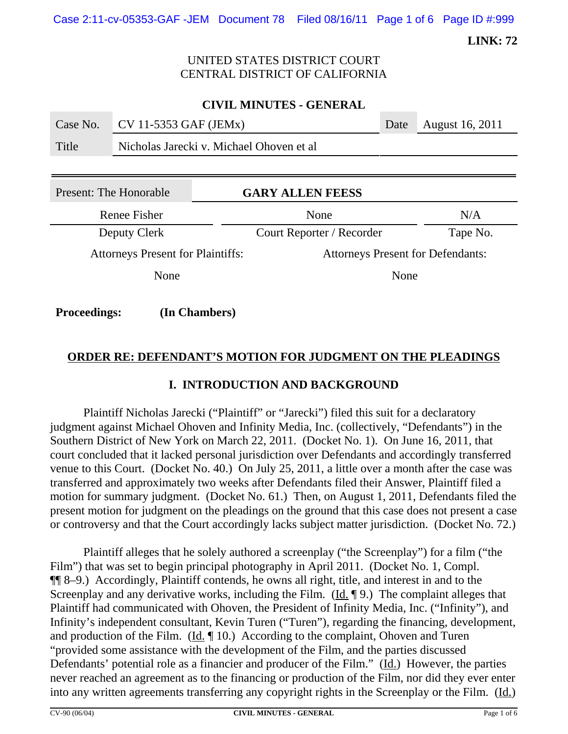**LINK: 72**

UNITED STATES DISTRICT COURT
CENTRAL DISTRICT OF CALIFORNIA

**CIVIL MINUTES - GENERAL**

| Case No. | CV 11-5353 GAF (JEMx) | Date | August 16, 2011 |
|---|---|---|---|
| Title | Nicholas Jarecki v. Michael Ohoven et al | | |

| Present: The Honorable | GARY ALLEN FEESS | |
|---|---|---|
| Renee Fisher | None | N/A |
| Deputy Clerk | Court Reporter / Recorder | Tape No. |

| Attorneys Present for Plaintiffs: | Attorneys Present for Defendants: |
|---|---|
| None | None |

**Proceedings:** **(In Chambers)**

## ORDER RE: DEFENDANT'S MOTION FOR JUDGMENT ON THE PLEADINGS

### I. INTRODUCTION AND BACKGROUND

Plaintiff Nicholas Jarecki ("Plaintiff" or "Jarecki") filed this suit for a declaratory judgment against Michael Ohoven and Infinity Media, Inc. (collectively, "Defendants") in the Southern District of New York on March 22, 2011. (Docket No. 1). On June 16, 2011, that court concluded that it lacked personal jurisdiction over Defendants and accordingly transferred venue to this Court. (Docket No. 40.) On July 25, 2011, a little over a month after the case was transferred and approximately two weeks after Defendants filed their Answer, Plaintiff filed a motion for summary judgment. (Docket No. 61.) Then, on August 1, 2011, Defendants filed the present motion for judgment on the pleadings on the ground that this case does not present a case or controversy and that the Court accordingly lacks subject matter jurisdiction. (Docket No. 72.)

Plaintiff alleges that he solely authored a screenplay ("the Screenplay") for a film ("the Film") that was set to begin principal photography in April 2011. (Docket No. 1, Compl. ¶¶ 8–9.) Accordingly, Plaintiff contends, he owns all right, title, and interest in and to the Screenplay and any derivative works, including the Film. (Id. ¶ 9.) The complaint alleges that Plaintiff had communicated with Ohoven, the President of Infinity Media, Inc. ("Infinity"), and Infinity's independent consultant, Kevin Turen ("Turen"), regarding the financing, development, and production of the Film. (Id. ¶ 10.) According to the complaint, Ohoven and Turen "provided some assistance with the development of the Film, and the parties discussed Defendants' potential role as a financier and producer of the Film." (Id.) However, the parties never reached an agreement as to the financing or production of the Film, nor did they ever enter into any written agreements transferring any copyright rights in the Screenplay or the Film. (Id.)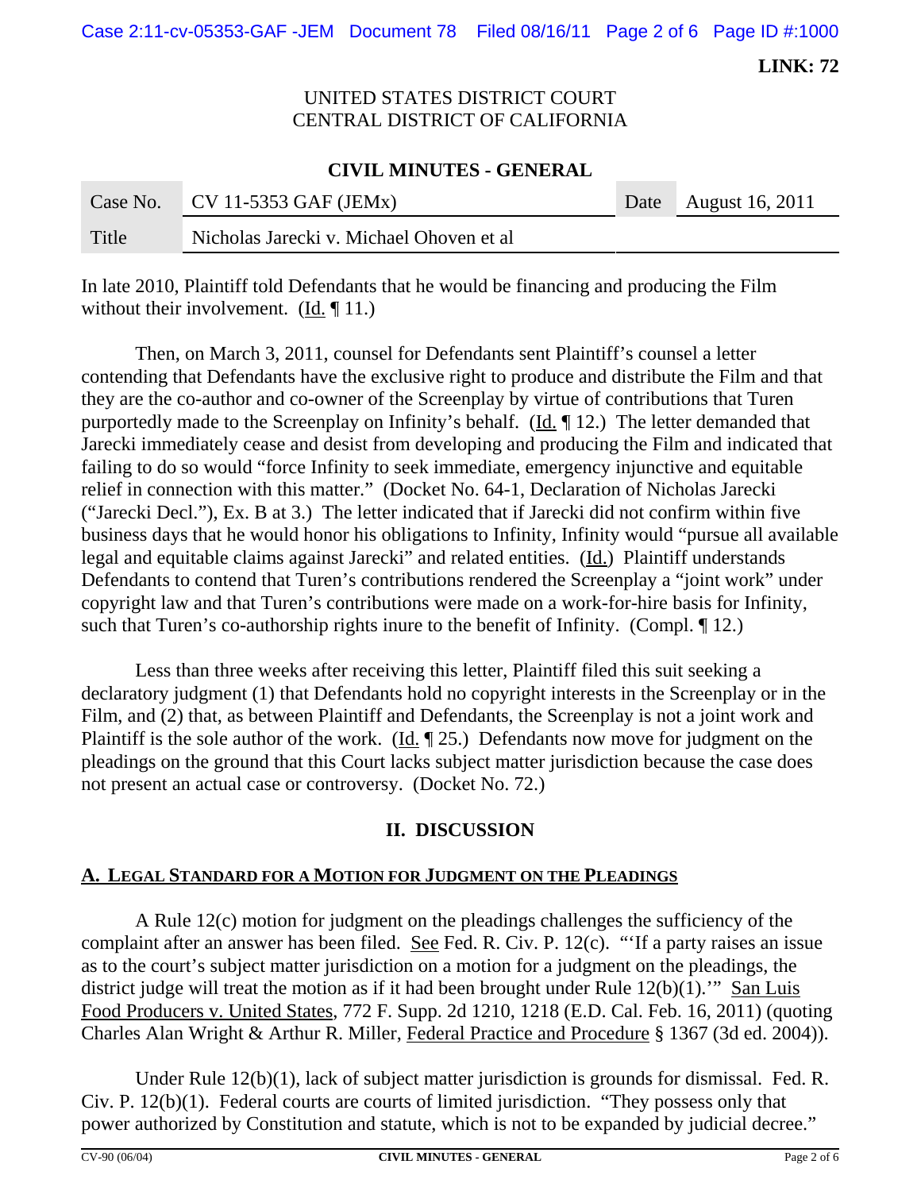In late 2010, Plaintiff told Defendants that he would be financing and producing the Film without their involvement. (Id. ¶ 11.)

Then, on March 3, 2011, counsel for Defendants sent Plaintiff's counsel a letter contending that Defendants have the exclusive right to produce and distribute the Film and that they are the co-author and co-owner of the Screenplay by virtue of contributions that Turen purportedly made to the Screenplay on Infinity's behalf. (Id. ¶ 12.) The letter demanded that Jarecki immediately cease and desist from developing and producing the Film and indicated that failing to do so would "force Infinity to seek immediate, emergency injunctive and equitable relief in connection with this matter." (Docket No. 64-1, Declaration of Nicholas Jarecki ("Jarecki Decl."), Ex. B at 3.) The letter indicated that if Jarecki did not confirm within five business days that he would honor his obligations to Infinity, Infinity would "pursue all available legal and equitable claims against Jarecki" and related entities. (Id.) Plaintiff understands Defendants to contend that Turen's contributions rendered the Screenplay a "joint work" under copyright law and that Turen's contributions were made on a work-for-hire basis for Infinity, such that Turen's co-authorship rights inure to the benefit of Infinity. (Compl. ¶ 12.)

Less than three weeks after receiving this letter, Plaintiff filed this suit seeking a declaratory judgment (1) that Defendants hold no copyright interests in the Screenplay or in the Film, and (2) that, as between Plaintiff and Defendants, the Screenplay is not a joint work and Plaintiff is the sole author of the work. (Id. ¶ 25.) Defendants now move for judgment on the pleadings on the ground that this Court lacks subject matter jurisdiction because the case does not present an actual case or controversy. (Docket No. 72.)

## II. DISCUSSION

### A. Legal Standard for a Motion for Judgment on the Pleadings

A Rule 12(c) motion for judgment on the pleadings challenges the sufficiency of the complaint after an answer has been filed. See Fed. R. Civ. P. 12(c). "'If a party raises an issue as to the court's subject matter jurisdiction on a motion for a judgment on the pleadings, the district judge will treat the motion as if it had been brought under Rule 12(b)(1).'" San Luis Food Producers v. United States, 772 F. Supp. 2d 1210, 1218 (E.D. Cal. Feb. 16, 2011) (quoting Charles Alan Wright & Arthur R. Miller, Federal Practice and Procedure § 1367 (3d ed. 2004)).

Under Rule 12(b)(1), lack of subject matter jurisdiction is grounds for dismissal. Fed. R. Civ. P. 12(b)(1). Federal courts are courts of limited jurisdiction. "They possess only that power authorized by Constitution and statute, which is not to be expanded by judicial decree."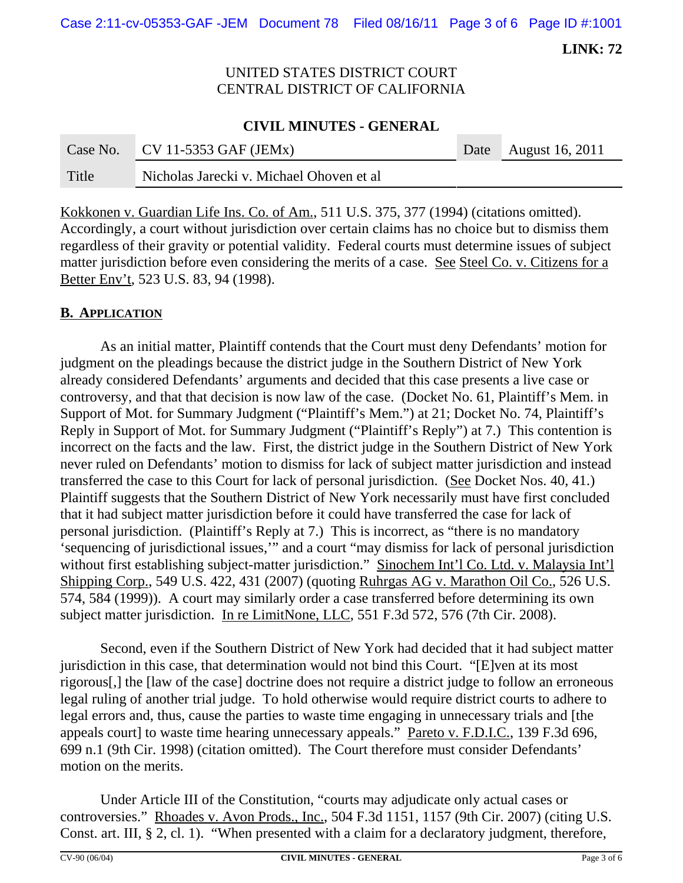Kokkonen v. Guardian Life Ins. Co. of Am., 511 U.S. 375, 377 (1994) (citations omitted). Accordingly, a court without jurisdiction over certain claims has no choice but to dismiss them regardless of their gravity or potential validity. Federal courts must determine issues of subject matter jurisdiction before even considering the merits of a case. See Steel Co. v. Citizens for a Better Env't, 523 U.S. 83, 94 (1998).

## B. APPLICATION

As an initial matter, Plaintiff contends that the Court must deny Defendants' motion for judgment on the pleadings because the district judge in the Southern District of New York already considered Defendants' arguments and decided that this case presents a live case or controversy, and that that decision is now law of the case. (Docket No. 61, Plaintiff's Mem. in Support of Mot. for Summary Judgment ("Plaintiff's Mem.") at 21; Docket No. 74, Plaintiff's Reply in Support of Mot. for Summary Judgment ("Plaintiff's Reply") at 7.) This contention is incorrect on the facts and the law. First, the district judge in the Southern District of New York never ruled on Defendants' motion to dismiss for lack of subject matter jurisdiction and instead transferred the case to this Court for lack of personal jurisdiction. (See Docket Nos. 40, 41.) Plaintiff suggests that the Southern District of New York necessarily must have first concluded that it had subject matter jurisdiction before it could have transferred the case for lack of personal jurisdiction. (Plaintiff's Reply at 7.) This is incorrect, as "there is no mandatory 'sequencing of jurisdictional issues,'" and a court "may dismiss for lack of personal jurisdiction without first establishing subject-matter jurisdiction." Sinochem Int'l Co. Ltd. v. Malaysia Int'l Shipping Corp., 549 U.S. 422, 431 (2007) (quoting Ruhrgas AG v. Marathon Oil Co., 526 U.S. 574, 584 (1999)). A court may similarly order a case transferred before determining its own subject matter jurisdiction. In re LimitNone, LLC, 551 F.3d 572, 576 (7th Cir. 2008).

Second, even if the Southern District of New York had decided that it had subject matter jurisdiction in this case, that determination would not bind this Court. "[E]ven at its most rigorous[,] the [law of the case] doctrine does not require a district judge to follow an erroneous legal ruling of another trial judge. To hold otherwise would require district courts to adhere to legal errors and, thus, cause the parties to waste time engaging in unnecessary trials and [the appeals court] to waste time hearing unnecessary appeals." Pareto v. F.D.I.C., 139 F.3d 696, 699 n.1 (9th Cir. 1998) (citation omitted). The Court therefore must consider Defendants' motion on the merits.

Under Article III of the Constitution, "courts may adjudicate only actual cases or controversies." Rhoades v. Avon Prods., Inc., 504 F.3d 1151, 1157 (9th Cir. 2007) (citing U.S. Const. art. III, § 2, cl. 1). "When presented with a claim for a declaratory judgment, therefore,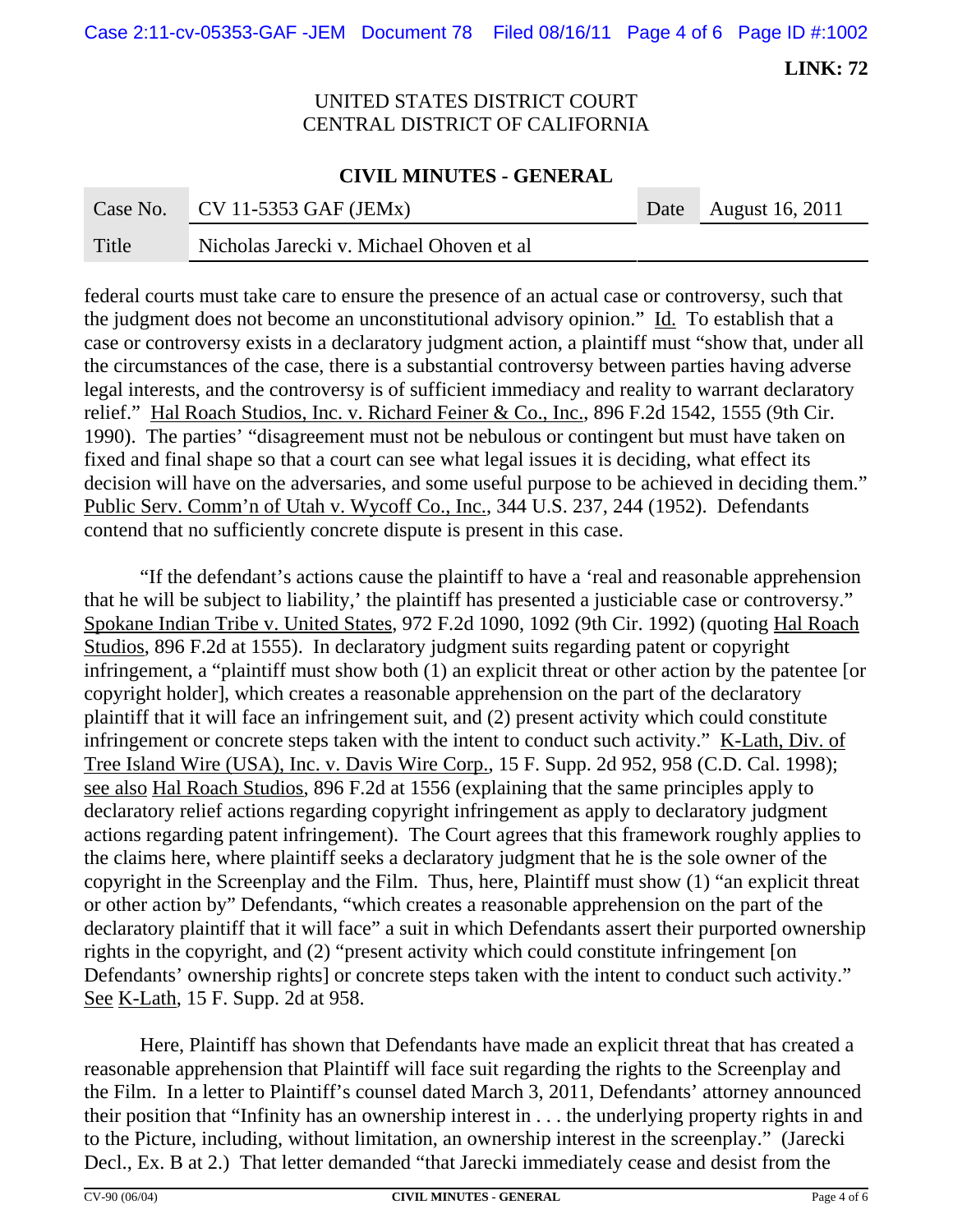federal courts must take care to ensure the presence of an actual case or controversy, such that the judgment does not become an unconstitutional advisory opinion." Id. To establish that a case or controversy exists in a declaratory judgment action, a plaintiff must "show that, under all the circumstances of the case, there is a substantial controversy between parties having adverse legal interests, and the controversy is of sufficient immediacy and reality to warrant declaratory relief." Hal Roach Studios, Inc. v. Richard Feiner & Co., Inc., 896 F.2d 1542, 1555 (9th Cir. 1990). The parties' "disagreement must not be nebulous or contingent but must have taken on fixed and final shape so that a court can see what legal issues it is deciding, what effect its decision will have on the adversaries, and some useful purpose to be achieved in deciding them." Public Serv. Comm'n of Utah v. Wycoff Co., Inc., 344 U.S. 237, 244 (1952). Defendants contend that no sufficiently concrete dispute is present in this case.

"If the defendant's actions cause the plaintiff to have a 'real and reasonable apprehension that he will be subject to liability,' the plaintiff has presented a justiciable case or controversy." Spokane Indian Tribe v. United States, 972 F.2d 1090, 1092 (9th Cir. 1992) (quoting Hal Roach Studios, 896 F.2d at 1555). In declaratory judgment suits regarding patent or copyright infringement, a "plaintiff must show both (1) an explicit threat or other action by the patentee [or copyright holder], which creates a reasonable apprehension on the part of the declaratory plaintiff that it will face an infringement suit, and (2) present activity which could constitute infringement or concrete steps taken with the intent to conduct such activity." K-Lath, Div. of Tree Island Wire (USA), Inc. v. Davis Wire Corp., 15 F. Supp. 2d 952, 958 (C.D. Cal. 1998); see also Hal Roach Studios, 896 F.2d at 1556 (explaining that the same principles apply to declaratory relief actions regarding copyright infringement as apply to declaratory judgment actions regarding patent infringement). The Court agrees that this framework roughly applies to the claims here, where plaintiff seeks a declaratory judgment that he is the sole owner of the copyright in the Screenplay and the Film. Thus, here, Plaintiff must show (1) "an explicit threat or other action by" Defendants, "which creates a reasonable apprehension on the part of the declaratory plaintiff that it will face" a suit in which Defendants assert their purported ownership rights in the copyright, and (2) "present activity which could constitute infringement [on Defendants' ownership rights] or concrete steps taken with the intent to conduct such activity." See K-Lath, 15 F. Supp. 2d at 958.

Here, Plaintiff has shown that Defendants have made an explicit threat that has created a reasonable apprehension that Plaintiff will face suit regarding the rights to the Screenplay and the Film. In a letter to Plaintiff's counsel dated March 3, 2011, Defendants' attorney announced their position that "Infinity has an ownership interest in . . . the underlying property rights in and to the Picture, including, without limitation, an ownership interest in the screenplay." (Jarecki Decl., Ex. B at 2.) That letter demanded "that Jarecki immediately cease and desist from the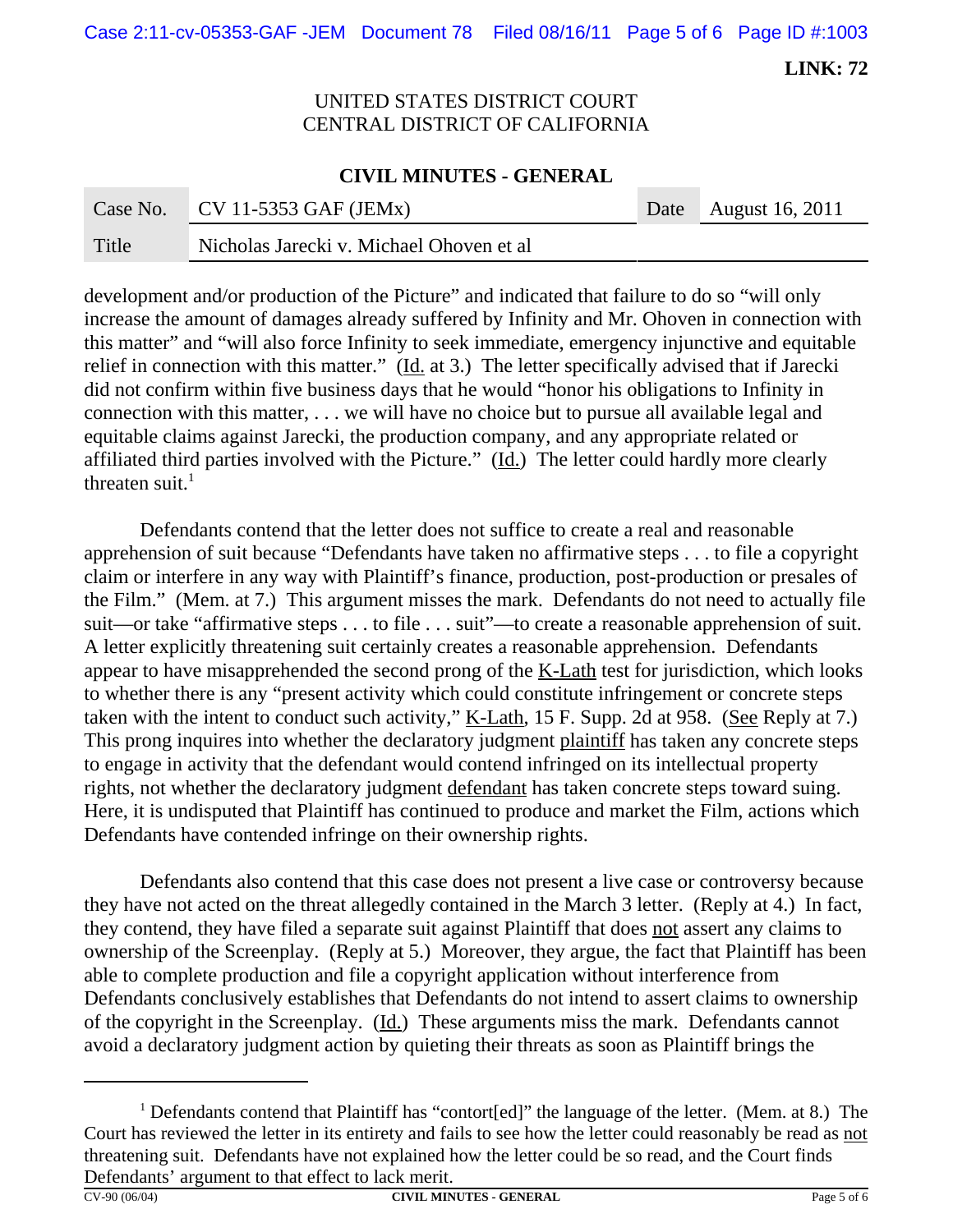development and/or production of the Picture" and indicated that failure to do so "will only increase the amount of damages already suffered by Infinity and Mr. Ohoven in connection with this matter" and "will also force Infinity to seek immediate, emergency injunctive and equitable relief in connection with this matter." (Id. at 3.) The letter specifically advised that if Jarecki did not confirm within five business days that he would "honor his obligations to Infinity in connection with this matter, . . . we will have no choice but to pursue all available legal and equitable claims against Jarecki, the production company, and any appropriate related or affiliated third parties involved with the Picture." (Id.) The letter could hardly more clearly threaten suit.[1]

Defendants contend that the letter does not suffice to create a real and reasonable apprehension of suit because "Defendants have taken no affirmative steps . . . to file a copyright claim or interfere in any way with Plaintiff's finance, production, post-production or presales of the Film." (Mem. at 7.) This argument misses the mark. Defendants do not need to actually file suit—or take "affirmative steps . . . to file . . . suit"—to create a reasonable apprehension of suit. A letter explicitly threatening suit certainly creates a reasonable apprehension. Defendants appear to have misapprehended the second prong of the K-Lath test for jurisdiction, which looks to whether there is any "present activity which could constitute infringement or concrete steps taken with the intent to conduct such activity," K-Lath, 15 F. Supp. 2d at 958. (See Reply at 7.) This prong inquires into whether the declaratory judgment plaintiff has taken any concrete steps to engage in activity that the defendant would contend infringed on its intellectual property rights, not whether the declaratory judgment defendant has taken concrete steps toward suing. Here, it is undisputed that Plaintiff has continued to produce and market the Film, actions which Defendants have contended infringe on their ownership rights.

Defendants also contend that this case does not present a live case or controversy because they have not acted on the threat allegedly contained in the March 3 letter. (Reply at 4.) In fact, they contend, they have filed a separate suit against Plaintiff that does not assert any claims to ownership of the Screenplay. (Reply at 5.) Moreover, they argue, the fact that Plaintiff has been able to complete production and file a copyright application without interference from Defendants conclusively establishes that Defendants do not intend to assert claims to ownership of the copyright in the Screenplay. (Id.) These arguments miss the mark. Defendants cannot avoid a declaratory judgment action by quieting their threats as soon as Plaintiff brings the

---

[1] Defendants contend that Plaintiff has "contort[ed]" the language of the letter. (Mem. at 8.) The Court has reviewed the letter in its entirety and fails to see how the letter could reasonably be read as not threatening suit. Defendants have not explained how the letter could be so read, and the Court finds Defendants' argument to that effect to lack merit.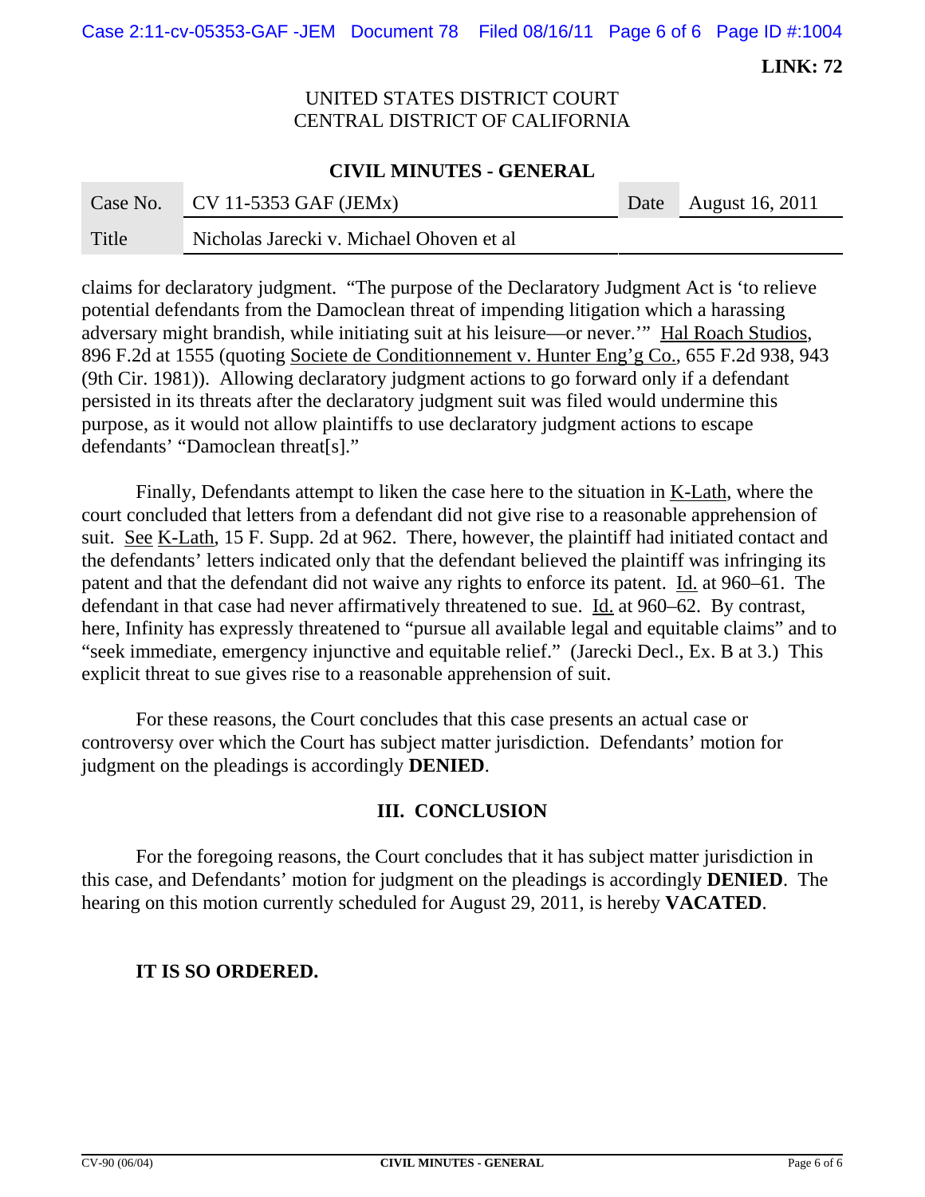**LINK: 72**

UNITED STATES DISTRICT COURT
CENTRAL DISTRICT OF CALIFORNIA

**CIVIL MINUTES - GENERAL**

| Case No. | CV 11-5353 GAF (JEMx) | Date | August 16, 2011 |
|---|---|---|---|
| Title | Nicholas Jarecki v. Michael Ohoven et al | | |

claims for declaratory judgment. "The purpose of the Declaratory Judgment Act is 'to relieve potential defendants from the Damoclean threat of impending litigation which a harassing adversary might brandish, while initiating suit at his leisure—or never.'" Hal Roach Studios, 896 F.2d at 1555 (quoting Societe de Conditionnement v. Hunter Eng'g Co., 655 F.2d 938, 943 (9th Cir. 1981)). Allowing declaratory judgment actions to go forward only if a defendant persisted in its threats after the declaratory judgment suit was filed would undermine this purpose, as it would not allow plaintiffs to use declaratory judgment actions to escape defendants' "Damoclean threat[s]."

Finally, Defendants attempt to liken the case here to the situation in K-Lath, where the court concluded that letters from a defendant did not give rise to a reasonable apprehension of suit. See K-Lath, 15 F. Supp. 2d at 962. There, however, the plaintiff had initiated contact and the defendants' letters indicated only that the defendant believed the plaintiff was infringing its patent and that the defendant did not waive any rights to enforce its patent. Id. at 960–61. The defendant in that case had never affirmatively threatened to sue. Id. at 960–62. By contrast, here, Infinity has expressly threatened to "pursue all available legal and equitable claims" and to "seek immediate, emergency injunctive and equitable relief." (Jarecki Decl., Ex. B at 3.) This explicit threat to sue gives rise to a reasonable apprehension of suit.

For these reasons, the Court concludes that this case presents an actual case or controversy over which the Court has subject matter jurisdiction. Defendants' motion for judgment on the pleadings is accordingly **DENIED**.

## III. CONCLUSION

For the foregoing reasons, the Court concludes that it has subject matter jurisdiction in this case, and Defendants' motion for judgment on the pleadings is accordingly **DENIED**. The hearing on this motion currently scheduled for August 29, 2011, is hereby **VACATED**.

**IT IS SO ORDERED.**